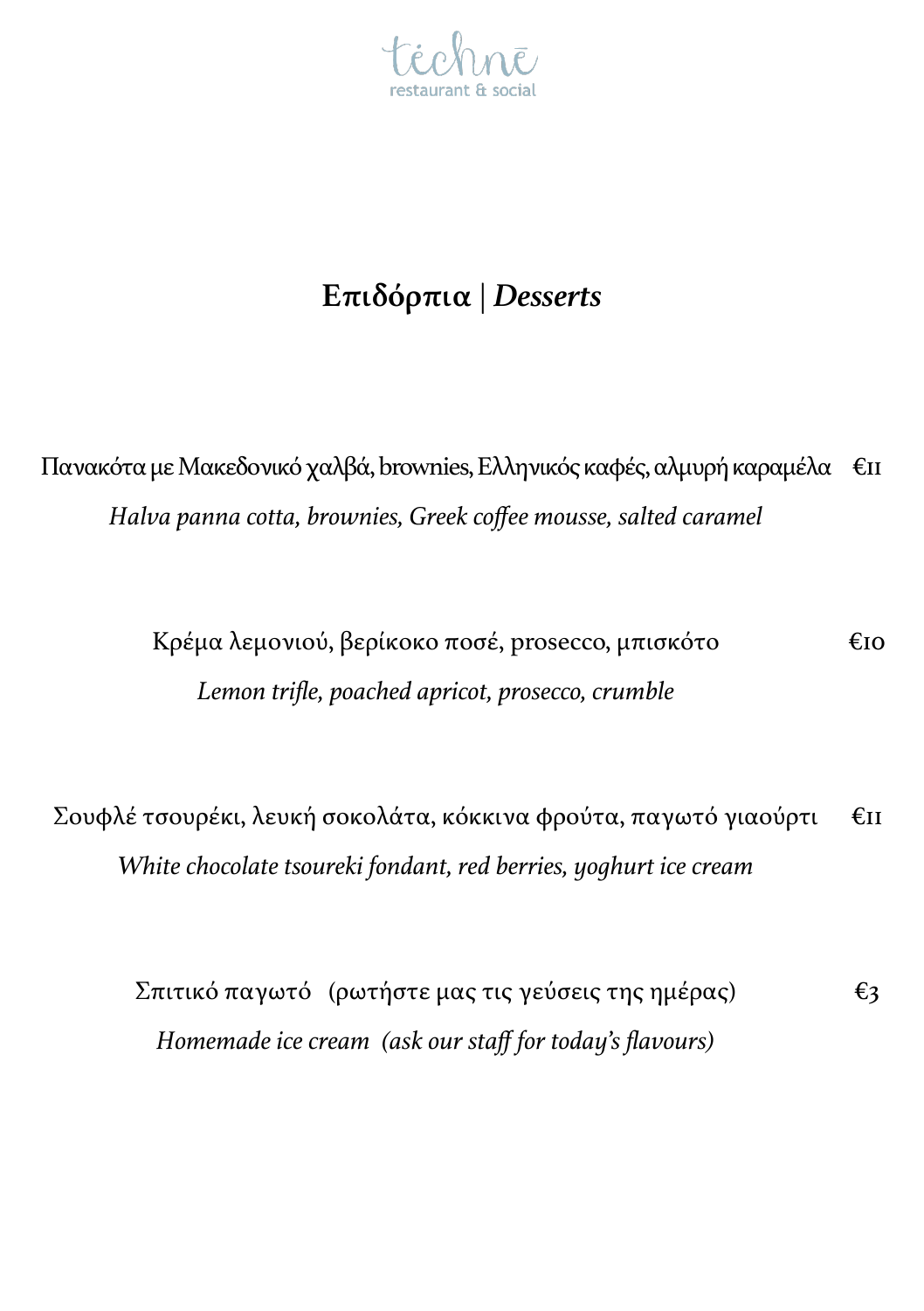téchnē
restaurant & social

# Επιδόρπια | *Desserts*

Πανακότα με Μακεδονικό χαλβά, brownies, Ελληνικός καφές, αλμυρή καραμέλα €11
*Halva panna cotta, brownies, Greek coffee mousse, salted caramel*

Κρέμα λεμονιού, βερίκοκο ποσέ, prosecco, μπισκότο €10
*Lemon trifle, poached apricot, prosecco, crumble*

Σουφλέ τσουρέκι, λευκή σοκολάτα, κόκκινα φρούτα, παγωτό γιαούρτι €11
*White chocolate tsoureki fondant, red berries, yoghurt ice cream*

Σπιτικό παγωτό (ρωτήστε μας τις γεύσεις της ημέρας) €3
*Homemade ice cream (ask our staff for today's flavours)*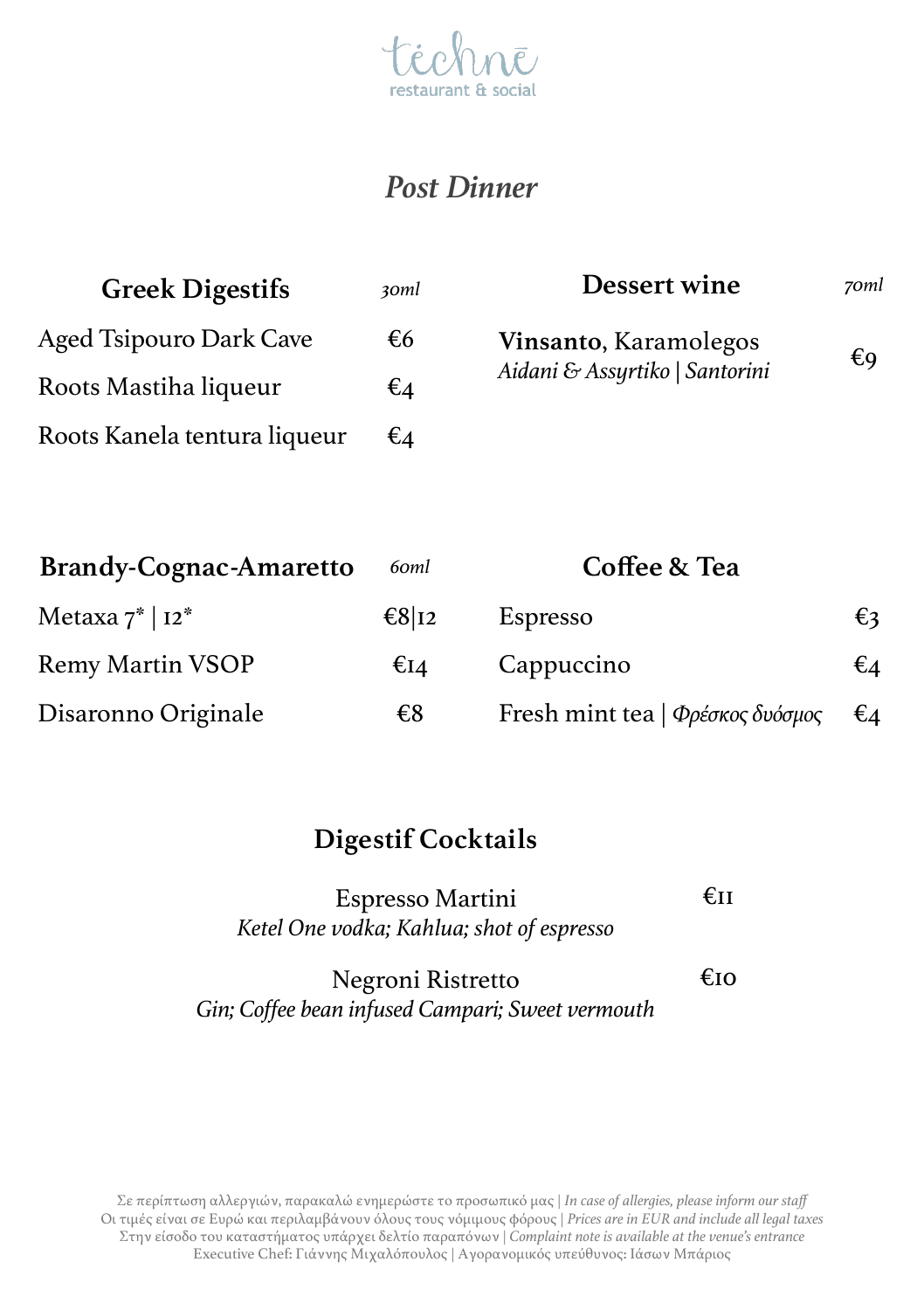téchnē
restaurant & social

# *Post Dinner*

## Greek Digestifs

| Greek Digestifs | *30ml* |
|---|---|
| Aged Tsipouro Dark Cave | €6 |
| Roots Mastiha liqueur | €4 |
| Roots Kanela tentura liqueur | €4 |

## Dessert wine

| Dessert wine | *70ml* |
|---|---|
| **Vinsanto**, Karamolegos *Aidani & Assyrtiko \| Santorini* | €9 |

## Brandy-Cognac-Amaretto

| Brandy-Cognac-Amaretto | *60ml* |
|---|---|
| Metaxa 7* \| 12* | €8\|12 |
| Remy Martin VSOP | €14 |
| Disaronno Originale | €8 |

## Coffee & Tea

| | |
|---|---|
| Espresso | €3 |
| Cappuccino | €4 |
| Fresh mint tea \| *Φρέσκος δυόσμος* | €4 |

## Digestif Cocktails

Espresso Martini — €11
*Ketel One vodka; Kahlua; shot of espresso*

Negroni Ristretto — €10
*Gin; Coffee bean infused Campari; Sweet vermouth*

Σε περίπτωση αλλεργιών, παρακαλώ ενημερώστε το προσωπικό μας | *In case of allergies, please inform our staff*
Οι τιμές είναι σε Ευρώ και περιλαμβάνουν όλους τους νόμιμους φόρους | *Prices are in EUR and include all legal taxes*
Στην είσοδο του καταστήματος υπάρχει δελτίο παραπόνων | *Complaint note is available at the venue's entrance*
Executive Chef: Γιάννης Μιχαλόπουλος | Αγορανομικός υπεύθυνος: Ιάσων Μπάριος